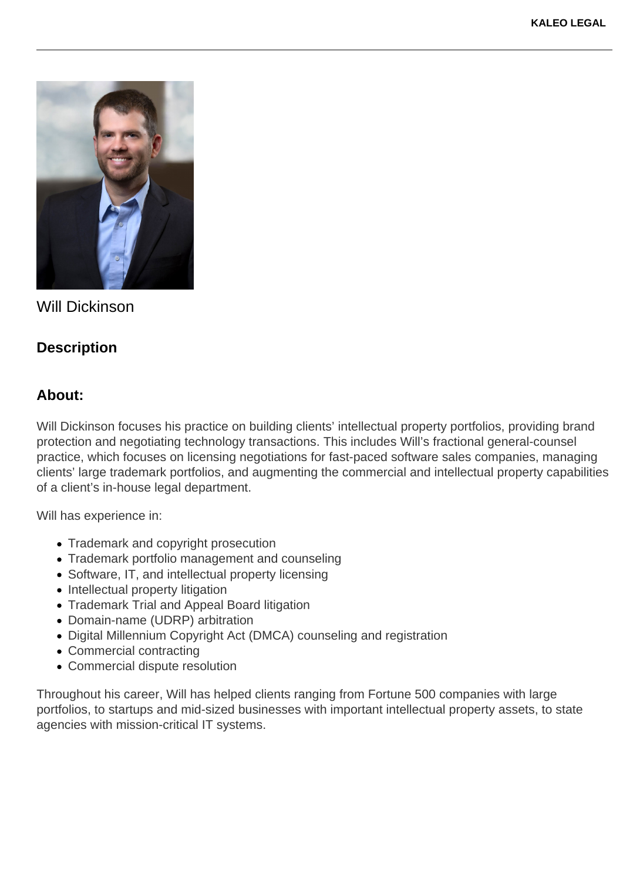Will Dickinson

## Description

## About:

Will Dickinson focuses his practice on building clients' intellectual property portfolios, providing brand protection and negotiating technology transactions. This includes Will's fractional general-counsel practice, which focuses on licensing negotiations for fast-paced software sales companies, managing clients' large trademark portfolios, and augmenting the commercial and intellectual property capabilities of a client's in-house legal department.

Will has experience in:

- Trademark and copyright prosecution
- Trademark portfolio management and counseling
- Software, IT, and intellectual property licensing
- Intellectual property litigation
- Trademark Trial and Appeal Board litigation
- Domain-name (UDRP) arbitration
- Digital Millennium Copyright Act (DMCA) counseling and registration
- Commercial contracting
- Commercial dispute resolution

Throughout his career, Will has helped clients ranging from Fortune 500 companies with large portfolios, to startups and mid-sized businesses with important intellectual property assets, to state agencies with mission-critical IT systems.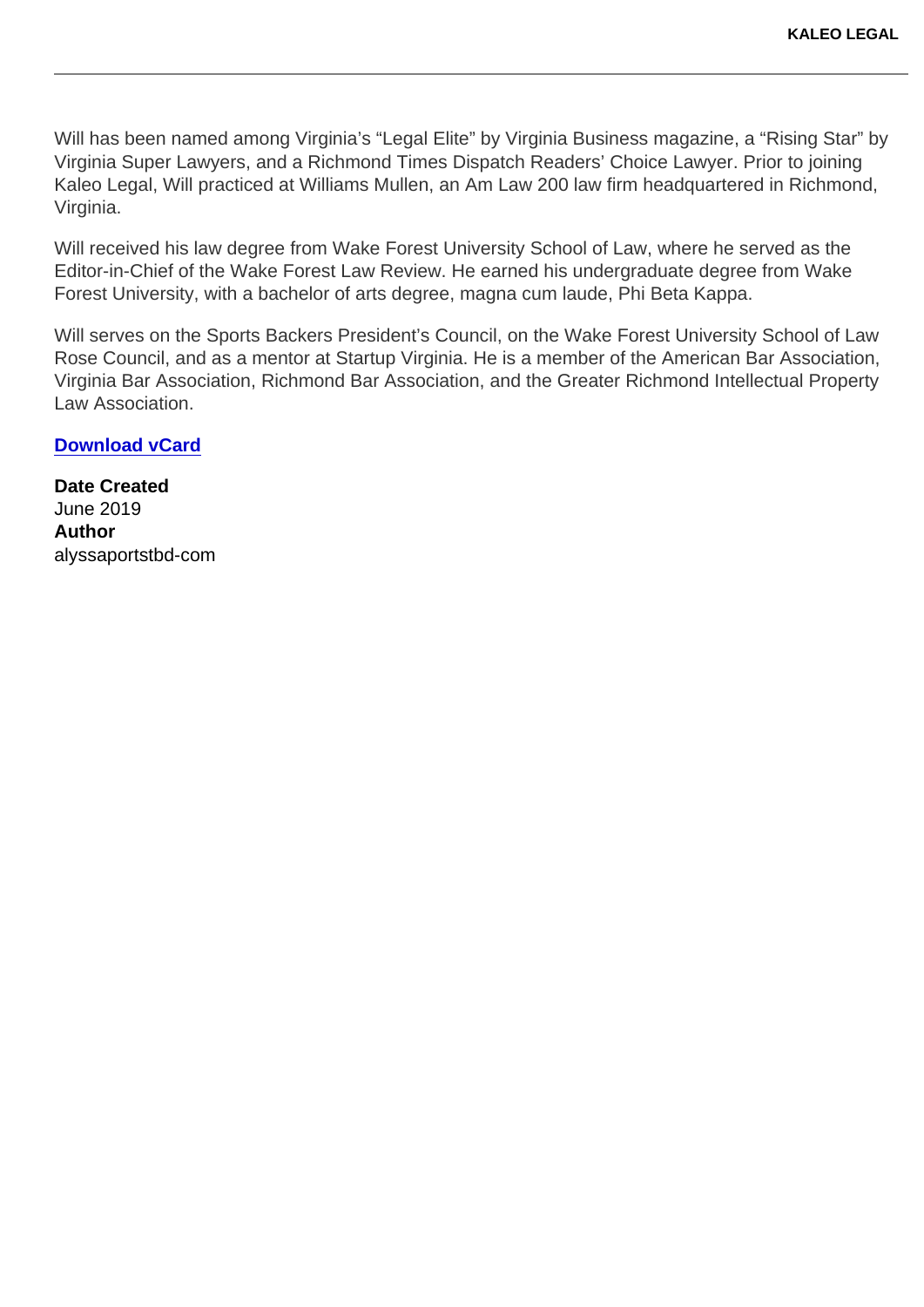Will has been named among Virginia's "Legal Elite" by Virginia Business magazine, a "Rising Star" by Virginia Super Lawyers, and a Richmond Times Dispatch Readers' Choice Lawyer. Prior to joining Kaleo Legal, Will practiced at Williams Mullen, an Am Law 200 law firm headquartered in Richmond, Virginia.

Will received his law degree from Wake Forest University School of Law, where he served as the Editor-in-Chief of the Wake Forest Law Review. He earned his undergraduate degree from Wake Forest University, with a bachelor of arts degree, magna cum laude, Phi Beta Kappa.

Will serves on the Sports Backers President's Council, on the Wake Forest University School of Law Rose Council, and as a mentor at Startup Virginia. He is a member of the American Bar Association, Virginia Bar Association, Richmond Bar Association, and the Greater Richmond Intellectual Property Law Association.

**Download vCard**

**Date Created**
June 2019
**Author**
alyssaportstbd-com